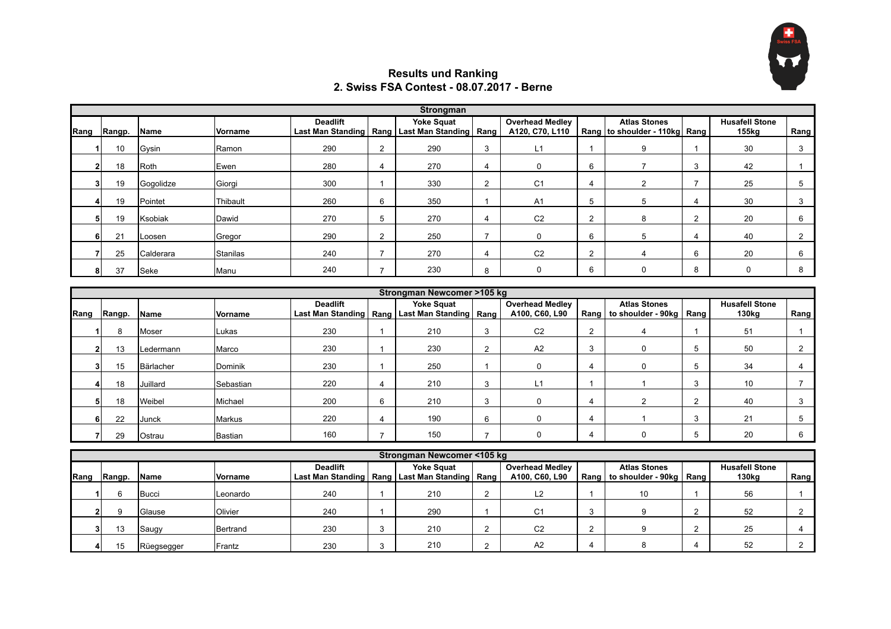## Results und Ranking
## 2. Swiss FSA Contest - 08.07.2017 - Berne

| Strongman | | | | | | | | | | | | | |
|---|---|---|---|---|---|---|---|---|---|---|---|---|---|
| Rang | Rangp. | Name | Vorname | Deadlift Last Man Standing | Rang | Yoke Squat Last Man Standing | Rang | Overhead Medley A120, C70, L110 | Rang | Atlas Stones to shoulder - 110kg | Rang | Husafell Stone 155kg | Rang |
| 1 | 10 | Gysin | Ramon | 290 | 2 | 290 | 3 | L1 | 1 | 9 | 1 | 30 | 3 |
| 2 | 18 | Roth | Ewen | 280 | 4 | 270 | 4 | 0 | 6 | 7 | 3 | 42 | 1 |
| 3 | 19 | Gogolidze | Giorgi | 300 | 1 | 330 | 2 | C1 | 4 | 2 | 7 | 25 | 5 |
| 4 | 19 | Pointet | Thibault | 260 | 6 | 350 | 1 | A1 | 5 | 5 | 4 | 30 | 3 |
| 5 | 19 | Ksobiak | Dawid | 270 | 5 | 270 | 4 | C2 | 2 | 8 | 2 | 20 | 6 |
| 6 | 21 | Loosen | Gregor | 290 | 2 | 250 | 7 | 0 | 6 | 5 | 4 | 40 | 2 |
| 7 | 25 | Calderara | Stanilas | 240 | 7 | 270 | 4 | C2 | 2 | 4 | 6 | 20 | 6 |
| 8 | 37 | Seke | Manu | 240 | 7 | 230 | 8 | 0 | 6 | 0 | 8 | 0 | 8 |

| Strongman Newcomer >105 kg | | | | | | | | | | | | | |
|---|---|---|---|---|---|---|---|---|---|---|---|---|---|
| Rang | Rangp. | Name | Vorname | Deadlift Last Man Standing | Rang | Yoke Squat Last Man Standing | Rang | Overhead Medley A100, C60, L90 | Rang | Atlas Stones to shoulder - 90kg | Rang | Husafell Stone 130kg | Rang |
| 1 | 8 | Moser | Lukas | 230 | 1 | 210 | 3 | C2 | 2 | 4 | 1 | 51 | 1 |
| 2 | 13 | Ledermann | Marco | 230 | 1 | 230 | 2 | A2 | 3 | 0 | 5 | 50 | 2 |
| 3 | 15 | Bärlacher | Dominik | 230 | 1 | 250 | 1 | 0 | 4 | 0 | 5 | 34 | 4 |
| 4 | 18 | Juillard | Sebastian | 220 | 4 | 210 | 3 | L1 | 1 | 1 | 3 | 10 | 7 |
| 5 | 18 | Weibel | Michael | 200 | 6 | 210 | 3 | 0 | 4 | 2 | 2 | 40 | 3 |
| 6 | 22 | Junck | Markus | 220 | 4 | 190 | 6 | 0 | 4 | 1 | 3 | 21 | 5 |
| 7 | 29 | Ostrau | Bastian | 160 | 7 | 150 | 7 | 0 | 4 | 0 | 5 | 20 | 6 |

| Strongman Newcomer <105 kg | | | | | | | | | | | | | |
|---|---|---|---|---|---|---|---|---|---|---|---|---|---|
| Rang | Rangp. | Name | Vorname | Deadlift Last Man Standing | Rang | Yoke Squat Last Man Standing | Rang | Overhead Medley A100, C60, L90 | Rang | Atlas Stones to shoulder - 90kg | Rang | Husafell Stone 130kg | Rang |
| 1 | 6 | Bucci | Leonardo | 240 | 1 | 210 | 2 | L2 | 1 | 10 | 1 | 56 | 1 |
| 2 | 9 | Glause | Olivier | 240 | 1 | 290 | 1 | C1 | 3 | 9 | 2 | 52 | 2 |
| 3 | 13 | Saugy | Bertrand | 230 | 3 | 210 | 2 | C2 | 2 | 9 | 2 | 25 | 4 |
| 4 | 15 | Rüegsegger | Frantz | 230 | 3 | 210 | 2 | A2 | 4 | 8 | 4 | 52 | 2 |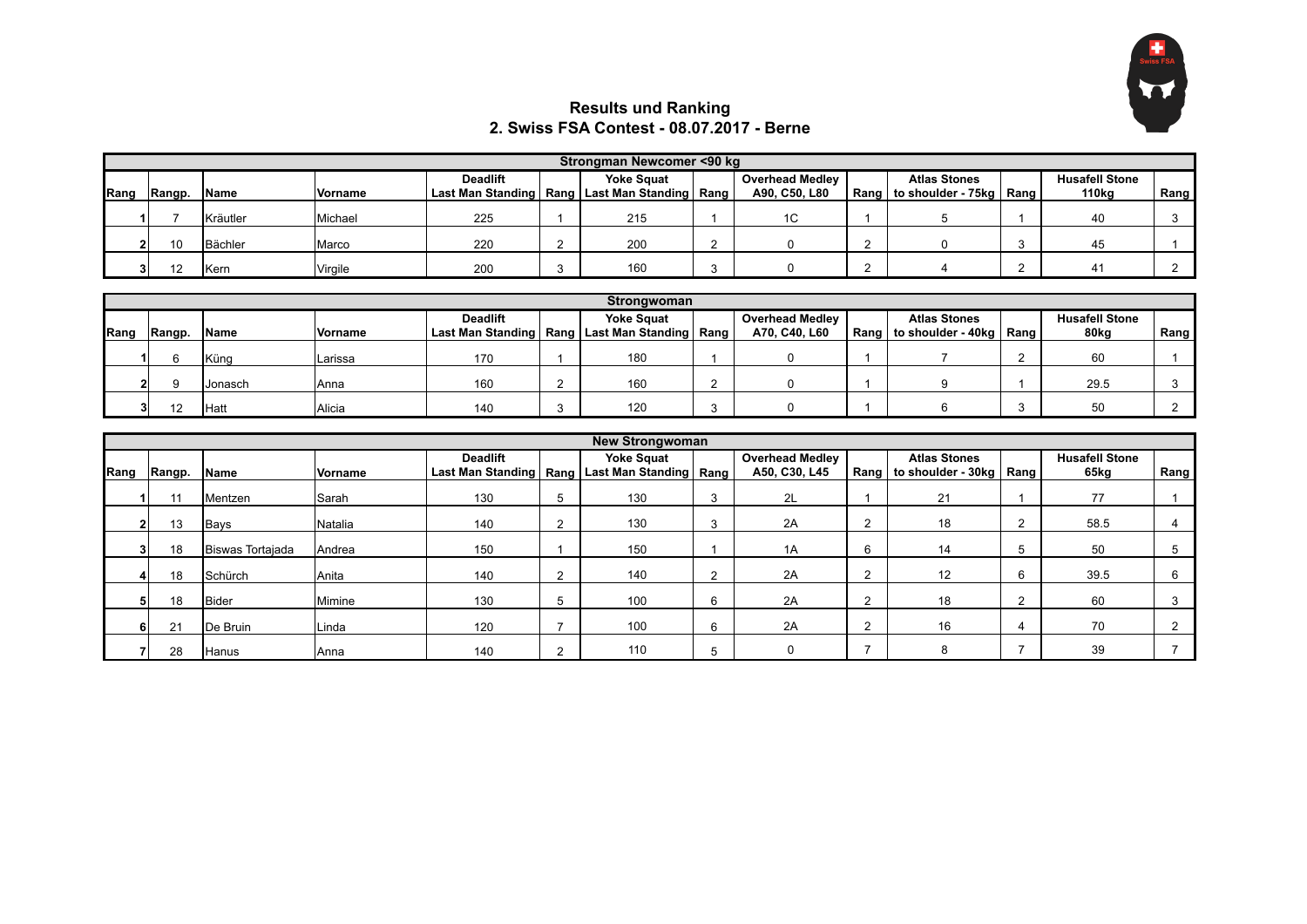# Results und Ranking
## 2. Swiss FSA Contest - 08.07.2017 - Berne

| Strongman Newcomer <90 kg | | | | | | | | | | | | | |
|---|---|---|---|---|---|---|---|---|---|---|---|---|---|
| Rang | Rangp. | Name | Vorname | Deadlift Last Man Standing | Rang | Yoke Squat Last Man Standing | Rang | Overhead Medley A90, C50, L80 | Rang | Atlas Stones to shoulder - 75kg | Rang | Husafell Stone 110kg | Rang |
| 1 | 7 | Kräutler | Michael | 225 | 1 | 215 | 1 | 1C | 1 | 5 | 1 | 40 | 3 |
| 2 | 10 | Bächler | Marco | 220 | 2 | 200 | 2 | 0 | 2 | 0 | 3 | 45 | 1 |
| 3 | 12 | Kern | Virgile | 200 | 3 | 160 | 3 | 0 | 2 | 4 | 2 | 41 | 2 |

| Strongwoman | | | | | | | | | | | | | |
|---|---|---|---|---|---|---|---|---|---|---|---|---|---|
| Rang | Rangp. | Name | Vorname | Deadlift Last Man Standing | Rang | Yoke Squat Last Man Standing | Rang | Overhead Medley A70, C40, L60 | Rang | Atlas Stones to shoulder - 40kg | Rang | Husafell Stone 80kg | Rang |
| 1 | 6 | Küng | Larissa | 170 | 1 | 180 | 1 | 0 | 1 | 7 | 2 | 60 | 1 |
| 2 | 9 | Jonasch | Anna | 160 | 2 | 160 | 2 | 0 | 1 | 9 | 1 | 29.5 | 3 |
| 3 | 12 | Hatt | Alicia | 140 | 3 | 120 | 3 | 0 | 1 | 6 | 3 | 50 | 2 |

| New Strongwoman | | | | | | | | | | | | | |
|---|---|---|---|---|---|---|---|---|---|---|---|---|---|
| Rang | Rangp. | Name | Vorname | Deadlift Last Man Standing | Rang | Yoke Squat Last Man Standing | Rang | Overhead Medley A50, C30, L45 | Rang | Atlas Stones to shoulder - 30kg | Rang | Husafell Stone 65kg | Rang |
| 1 | 11 | Mentzen | Sarah | 130 | 5 | 130 | 3 | 2L | 1 | 21 | 1 | 77 | 1 |
| 2 | 13 | Bays | Natalia | 140 | 2 | 130 | 3 | 2A | 2 | 18 | 2 | 58.5 | 4 |
| 3 | 18 | Biswas Tortajada | Andrea | 150 | 1 | 150 | 1 | 1A | 6 | 14 | 5 | 50 | 5 |
| 4 | 18 | Schürch | Anita | 140 | 2 | 140 | 2 | 2A | 2 | 12 | 6 | 39.5 | 6 |
| 5 | 18 | Bider | Mimine | 130 | 5 | 100 | 6 | 2A | 2 | 18 | 2 | 60 | 3 |
| 6 | 21 | De Bruin | Linda | 120 | 7 | 100 | 6 | 2A | 2 | 16 | 4 | 70 | 2 |
| 7 | 28 | Hanus | Anna | 140 | 2 | 110 | 5 | 0 | 7 | 8 | 7 | 39 | 7 |